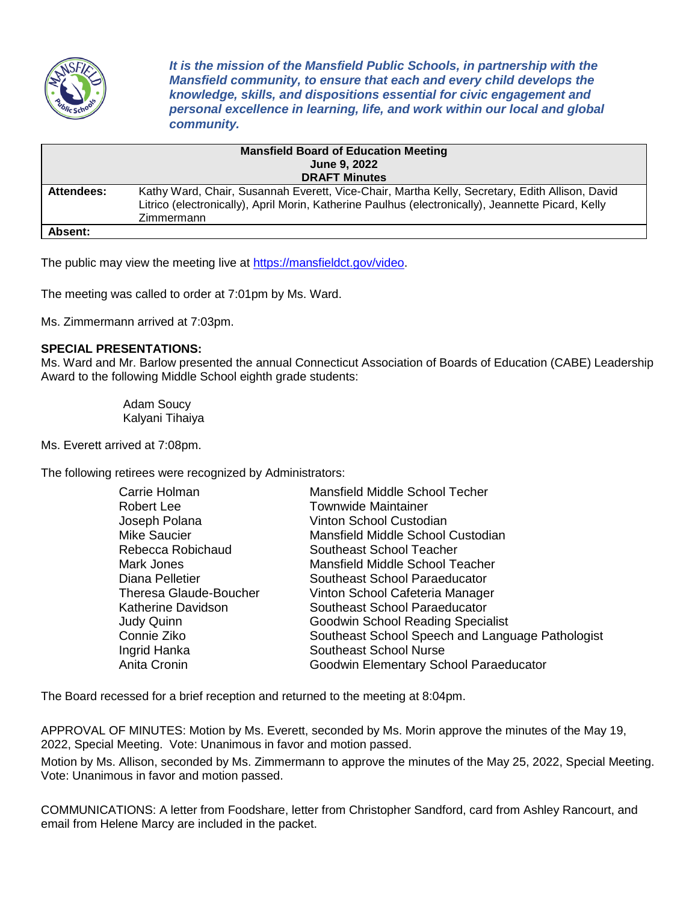*It is the mission of the Mansfield Public Schools, in partnership with the Mansfield community, to ensure that each and every child develops the knowledge, skills, and dispositions essential for civic engagement and personal excellence in learning, life, and work within our local and global community.*

| **Mansfield Board of Education Meeting<br>June 9, 2022<br>DRAFT Minutes** | |
|---|---|
| **Attendees:** | Kathy Ward, Chair, Susannah Everett, Vice-Chair, Martha Kelly, Secretary, Edith Allison, David Litrico (electronically), April Morin, Katherine Paulhus (electronically), Jeannette Picard, Kelly Zimmermann |
| **Absent:** | |

The public may view the meeting live at https://mansfieldct.gov/video.

The meeting was called to order at 7:01pm by Ms. Ward.

Ms. Zimmermann arrived at 7:03pm.

**SPECIAL PRESENTATIONS:**
Ms. Ward and Mr. Barlow presented the annual Connecticut Association of Boards of Education (CABE) Leadership Award to the following Middle School eighth grade students:

Adam Soucy
Kalyani Tihaiya

Ms. Everett arrived at 7:08pm.

The following retirees were recognized by Administrators:

| | |
|---|---|
| Carrie Holman | Mansfield Middle School Techer |
| Robert Lee | Townwide Maintainer |
| Joseph Polana | Vinton School Custodian |
| Mike Saucier | Mansfield Middle School Custodian |
| Rebecca Robichaud | Southeast School Teacher |
| Mark Jones | Mansfield Middle School Teacher |
| Diana Pelletier | Southeast School Paraeducator |
| Theresa Glaude-Boucher | Vinton School Cafeteria Manager |
| Katherine Davidson | Southeast School Paraeducator |
| Judy Quinn | Goodwin School Reading Specialist |
| Connie Ziko | Southeast School Speech and Language Pathologist |
| Ingrid Hanka | Southeast School Nurse |
| Anita Cronin | Goodwin Elementary School Paraeducator |

The Board recessed for a brief reception and returned to the meeting at 8:04pm.

APPROVAL OF MINUTES: Motion by Ms. Everett, seconded by Ms. Morin approve the minutes of the May 19, 2022, Special Meeting. Vote: Unanimous in favor and motion passed.

Motion by Ms. Allison, seconded by Ms. Zimmermann to approve the minutes of the May 25, 2022, Special Meeting. Vote: Unanimous in favor and motion passed.

COMMUNICATIONS: A letter from Foodshare, letter from Christopher Sandford, card from Ashley Rancourt, and email from Helene Marcy are included in the packet.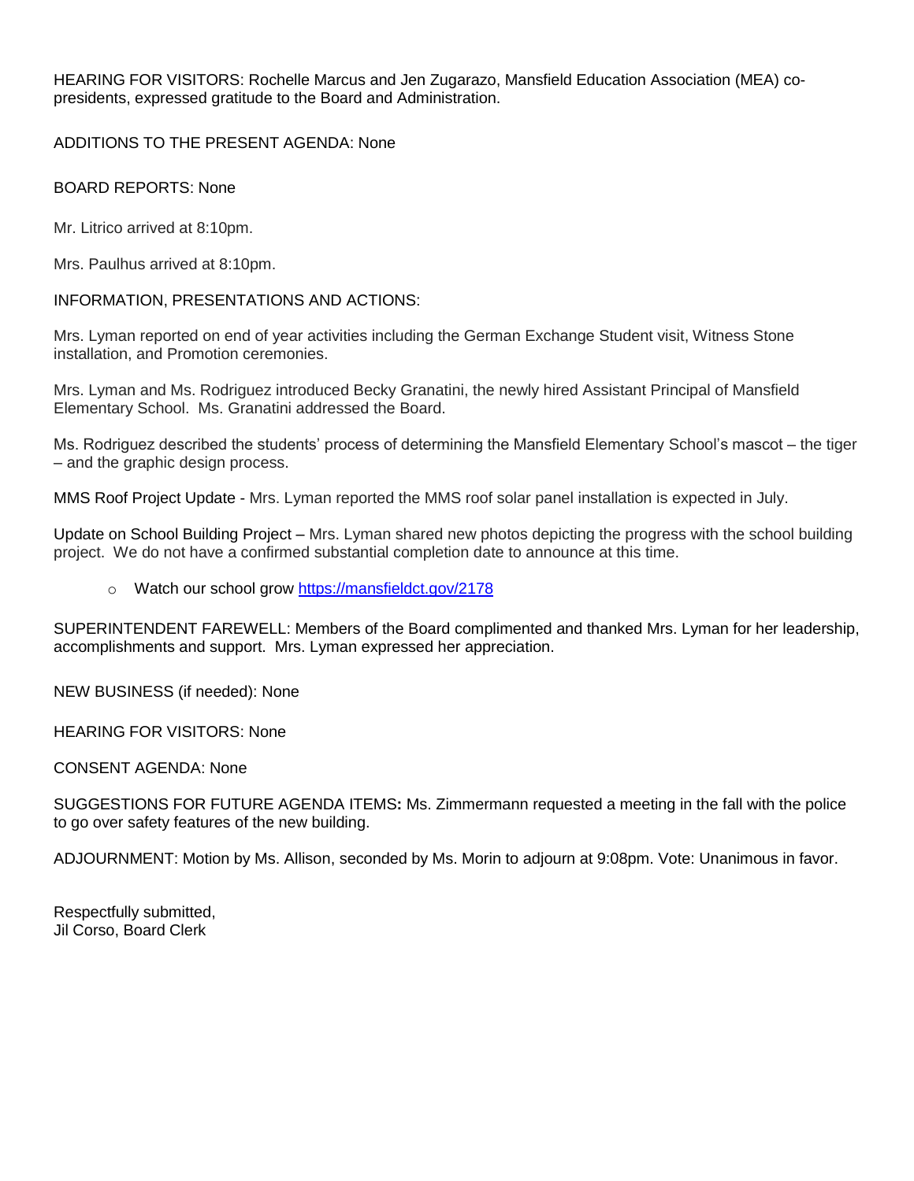HEARING FOR VISITORS: Rochelle Marcus and Jen Zugarazo, Mansfield Education Association (MEA) co-presidents, expressed gratitude to the Board and Administration.

ADDITIONS TO THE PRESENT AGENDA: None

BOARD REPORTS: None

Mr. Litrico arrived at 8:10pm.

Mrs. Paulhus arrived at 8:10pm.

INFORMATION, PRESENTATIONS AND ACTIONS:

Mrs. Lyman reported on end of year activities including the German Exchange Student visit, Witness Stone installation, and Promotion ceremonies.

Mrs. Lyman and Ms. Rodriguez introduced Becky Granatini, the newly hired Assistant Principal of Mansfield Elementary School. Ms. Granatini addressed the Board.

Ms. Rodriguez described the students' process of determining the Mansfield Elementary School's mascot – the tiger – and the graphic design process.

MMS Roof Project Update - Mrs. Lyman reported the MMS roof solar panel installation is expected in July.

Update on School Building Project – Mrs. Lyman shared new photos depicting the progress with the school building project. We do not have a confirmed substantial completion date to announce at this time.

- Watch our school grow [https://mansfieldct.gov/2178](https://mansfieldct.gov/2178)

SUPERINTENDENT FAREWELL: Members of the Board complimented and thanked Mrs. Lyman for her leadership, accomplishments and support. Mrs. Lyman expressed her appreciation.

NEW BUSINESS (if needed): None

HEARING FOR VISITORS: None

CONSENT AGENDA: None

SUGGESTIONS FOR FUTURE AGENDA ITEMS**:** Ms. Zimmermann requested a meeting in the fall with the police to go over safety features of the new building.

ADJOURNMENT: Motion by Ms. Allison, seconded by Ms. Morin to adjourn at 9:08pm. Vote: Unanimous in favor.

Respectfully submitted,
Jil Corso, Board Clerk